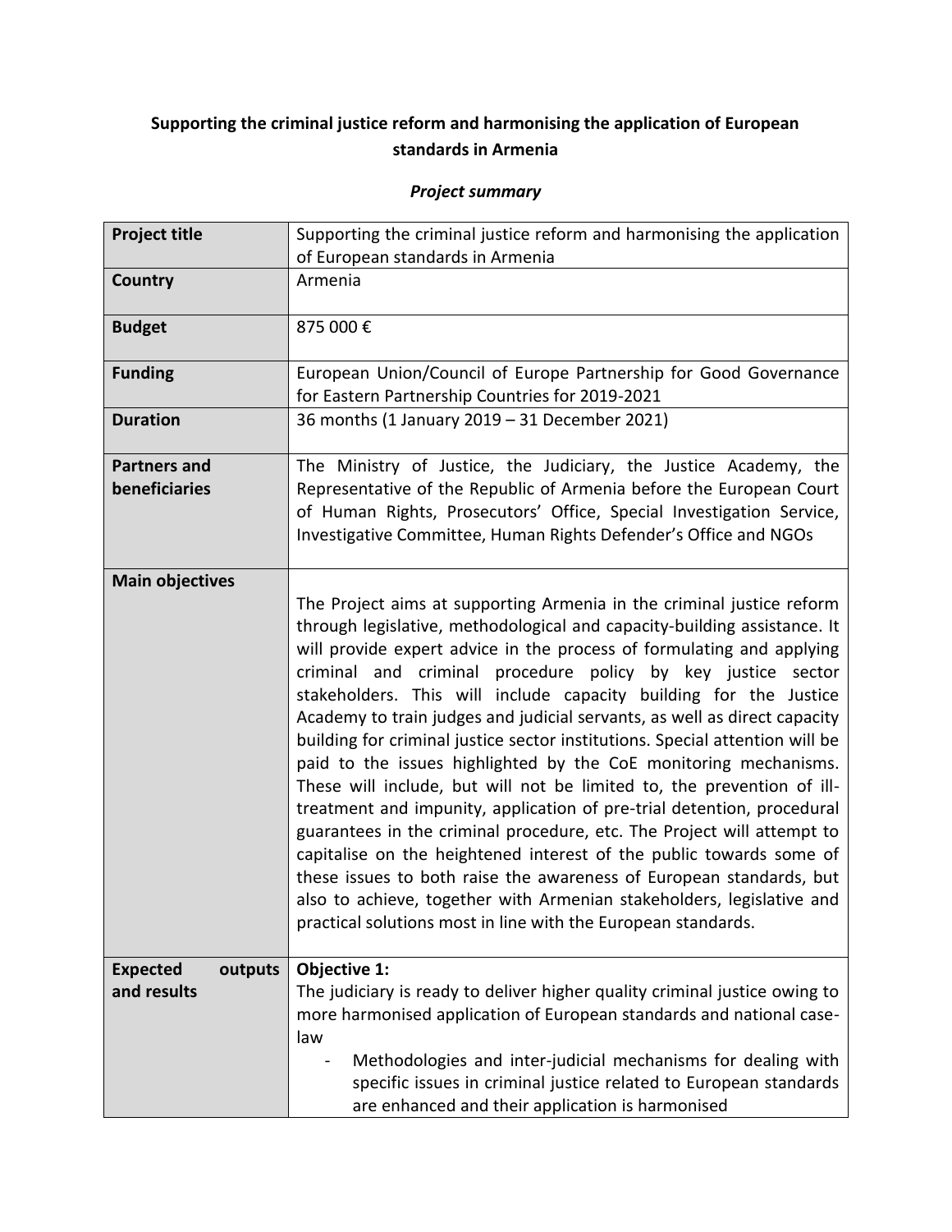# Supporting the criminal justice reform and harmonising the application of European standards in Armenia

## *Project summary*

| Project title | Supporting the criminal justice reform and harmonising the application of European standards in Armenia |
|---|---|
| **Country** | Armenia |
| **Budget** | 875 000 € |
| **Funding** | European Union/Council of Europe Partnership for Good Governance for Eastern Partnership Countries for 2019-2021 |
| **Duration** | 36 months (1 January 2019 – 31 December 2021) |
| **Partners and beneficiaries** | The Ministry of Justice, the Judiciary, the Justice Academy, the Representative of the Republic of Armenia before the European Court of Human Rights, Prosecutors' Office, Special Investigation Service, Investigative Committee, Human Rights Defender's Office and NGOs |
| **Main objectives** | The Project aims at supporting Armenia in the criminal justice reform through legislative, methodological and capacity-building assistance. It will provide expert advice in the process of formulating and applying criminal and criminal procedure policy by key justice sector stakeholders. This will include capacity building for the Justice Academy to train judges and judicial servants, as well as direct capacity building for criminal justice sector institutions. Special attention will be paid to the issues highlighted by the CoE monitoring mechanisms. These will include, but will not be limited to, the prevention of ill-treatment and impunity, application of pre-trial detention, procedural guarantees in the criminal procedure, etc. The Project will attempt to capitalise on the heightened interest of the public towards some of these issues to both raise the awareness of European standards, but also to achieve, together with Armenian stakeholders, legislative and practical solutions most in line with the European standards. |
| **Expected outputs and results** | **Objective 1:** The judiciary is ready to deliver higher quality criminal justice owing to more harmonised application of European standards and national case-law <br> - Methodologies and inter-judicial mechanisms for dealing with specific issues in criminal justice related to European standards are enhanced and their application is harmonised |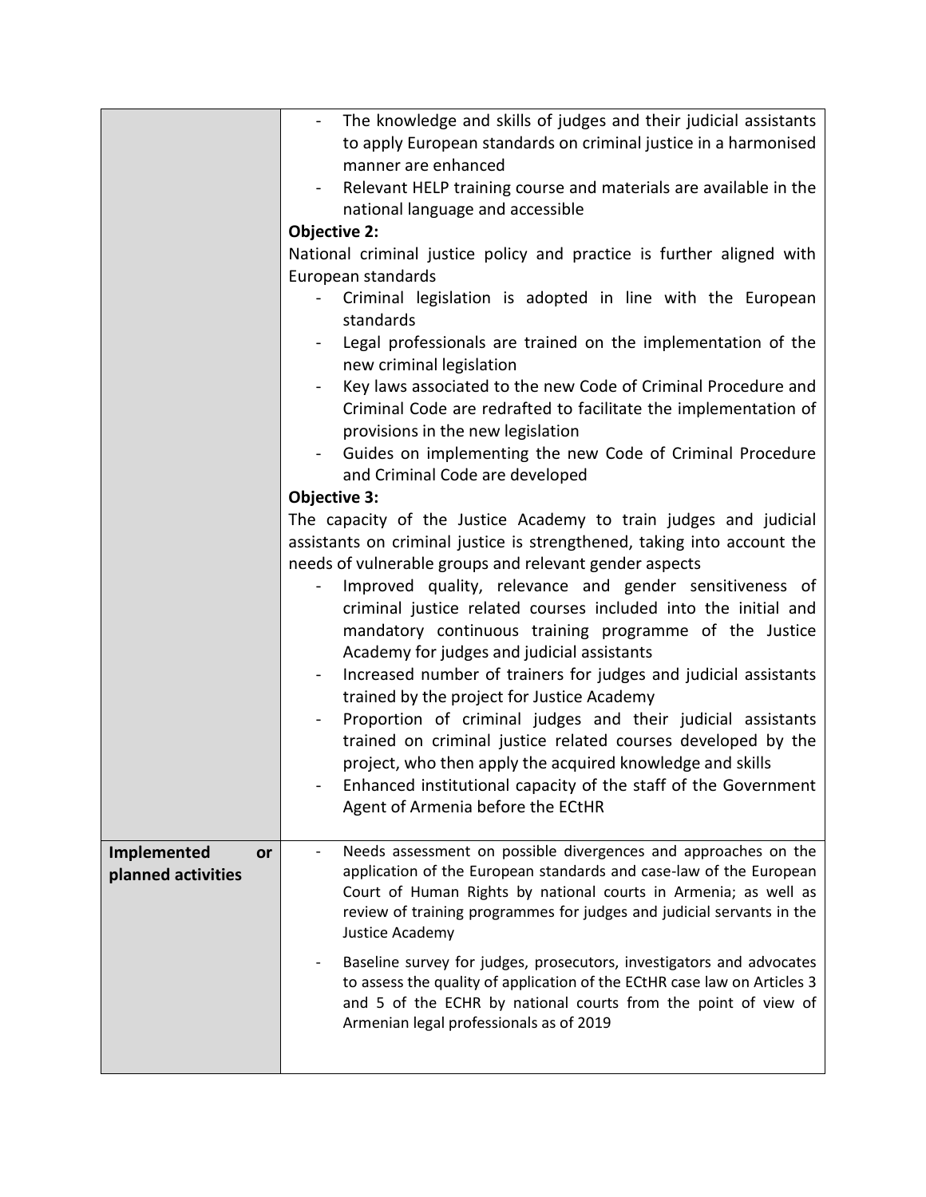| | |
|---|---|
| | - The knowledge and skills of judges and their judicial assistants to apply European standards on criminal justice in a harmonised manner are enhanced<br>- Relevant HELP training course and materials are available in the national language and accessible<br>**Objective 2:**<br>National criminal justice policy and practice is further aligned with European standards<br>- Criminal legislation is adopted in line with the European standards<br>- Legal professionals are trained on the implementation of the new criminal legislation<br>- Key laws associated to the new Code of Criminal Procedure and Criminal Code are redrafted to facilitate the implementation of provisions in the new legislation<br>- Guides on implementing the new Code of Criminal Procedure and Criminal Code are developed<br>**Objective 3:**<br>The capacity of the Justice Academy to train judges and judicial assistants on criminal justice is strengthened, taking into account the needs of vulnerable groups and relevant gender aspects<br>- Improved quality, relevance and gender sensitiveness of criminal justice related courses included into the initial and mandatory continuous training programme of the Justice Academy for judges and judicial assistants<br>- Increased number of trainers for judges and judicial assistants trained by the project for Justice Academy<br>- Proportion of criminal judges and their judicial assistants trained on criminal justice related courses developed by the project, who then apply the acquired knowledge and skills<br>- Enhanced institutional capacity of the staff of the Government Agent of Armenia before the ECtHR |
| **Implemented or planned activities** | - Needs assessment on possible divergences and approaches on the application of the European standards and case-law of the European Court of Human Rights by national courts in Armenia; as well as review of training programmes for judges and judicial servants in the Justice Academy<br>- Baseline survey for judges, prosecutors, investigators and advocates to assess the quality of application of the ECtHR case law on Articles 3 and 5 of the ECHR by national courts from the point of view of Armenian legal professionals as of 2019 |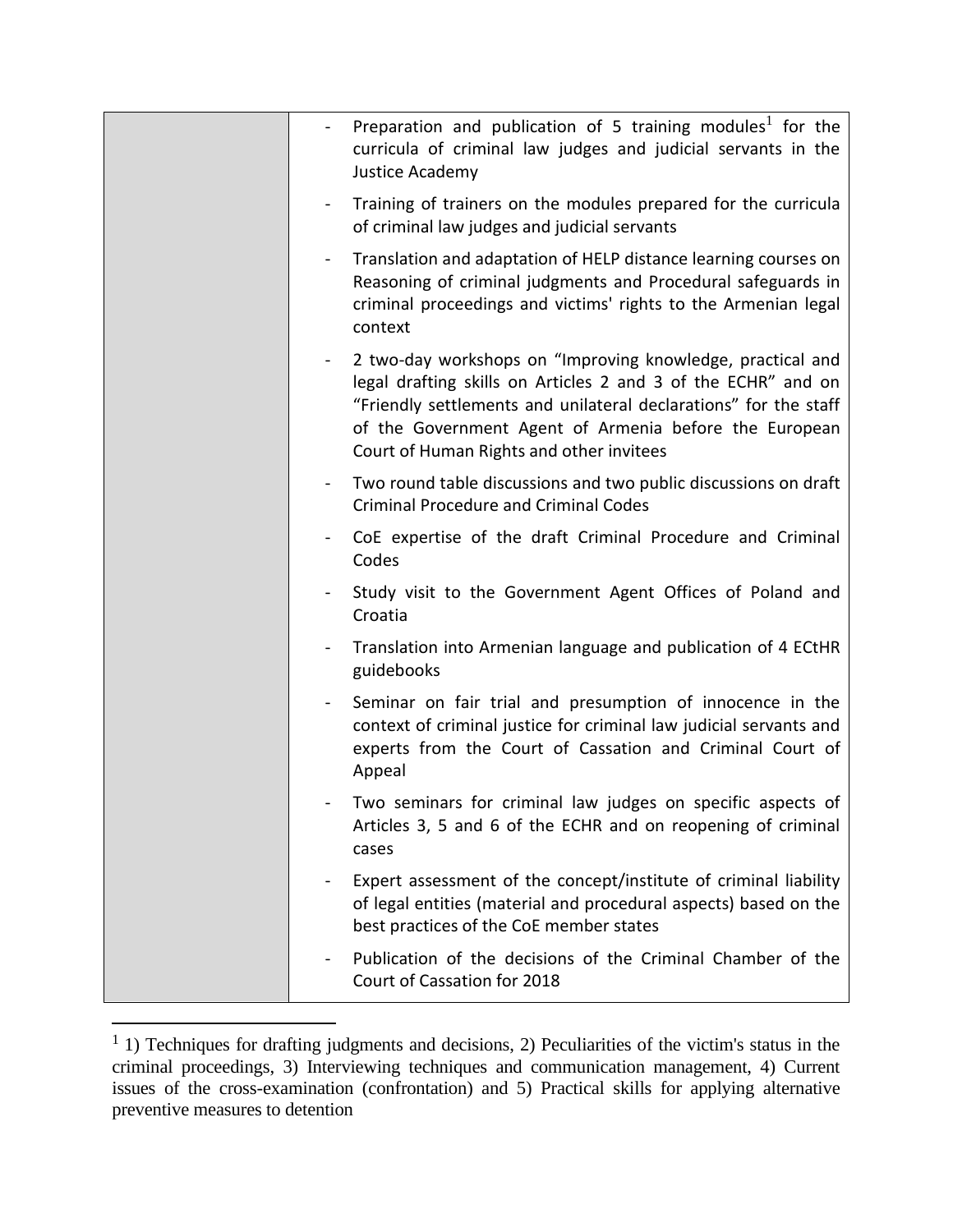| | - Preparation and publication of 5 training modules[1] for the curricula of criminal law judges and judicial servants in the Justice Academy<br>- Training of trainers on the modules prepared for the curricula of criminal law judges and judicial servants<br>- Translation and adaptation of HELP distance learning courses on Reasoning of criminal judgments and Procedural safeguards in criminal proceedings and victims' rights to the Armenian legal context<br>- 2 two-day workshops on "Improving knowledge, practical and legal drafting skills on Articles 2 and 3 of the ECHR" and on "Friendly settlements and unilateral declarations" for the staff of the Government Agent of Armenia before the European Court of Human Rights and other invitees<br>- Two round table discussions and two public discussions on draft Criminal Procedure and Criminal Codes<br>- CoE expertise of the draft Criminal Procedure and Criminal Codes<br>- Study visit to the Government Agent Offices of Poland and Croatia<br>- Translation into Armenian language and publication of 4 ECtHR guidebooks<br>- Seminar on fair trial and presumption of innocence in the context of criminal justice for criminal law judicial servants and experts from the Court of Cassation and Criminal Court of Appeal<br>- Two seminars for criminal law judges on specific aspects of Articles 3, 5 and 6 of the ECHR and on reopening of criminal cases<br>- Expert assessment of the concept/institute of criminal liability of legal entities (material and procedural aspects) based on the best practices of the CoE member states<br>- Publication of the decisions of the Criminal Chamber of the Court of Cassation for 2018 |
|---|---|

[1] 1) Techniques for drafting judgments and decisions, 2) Peculiarities of the victim's status in the criminal proceedings, 3) Interviewing techniques and communication management, 4) Current issues of the cross-examination (confrontation) and 5) Practical skills for applying alternative preventive measures to detention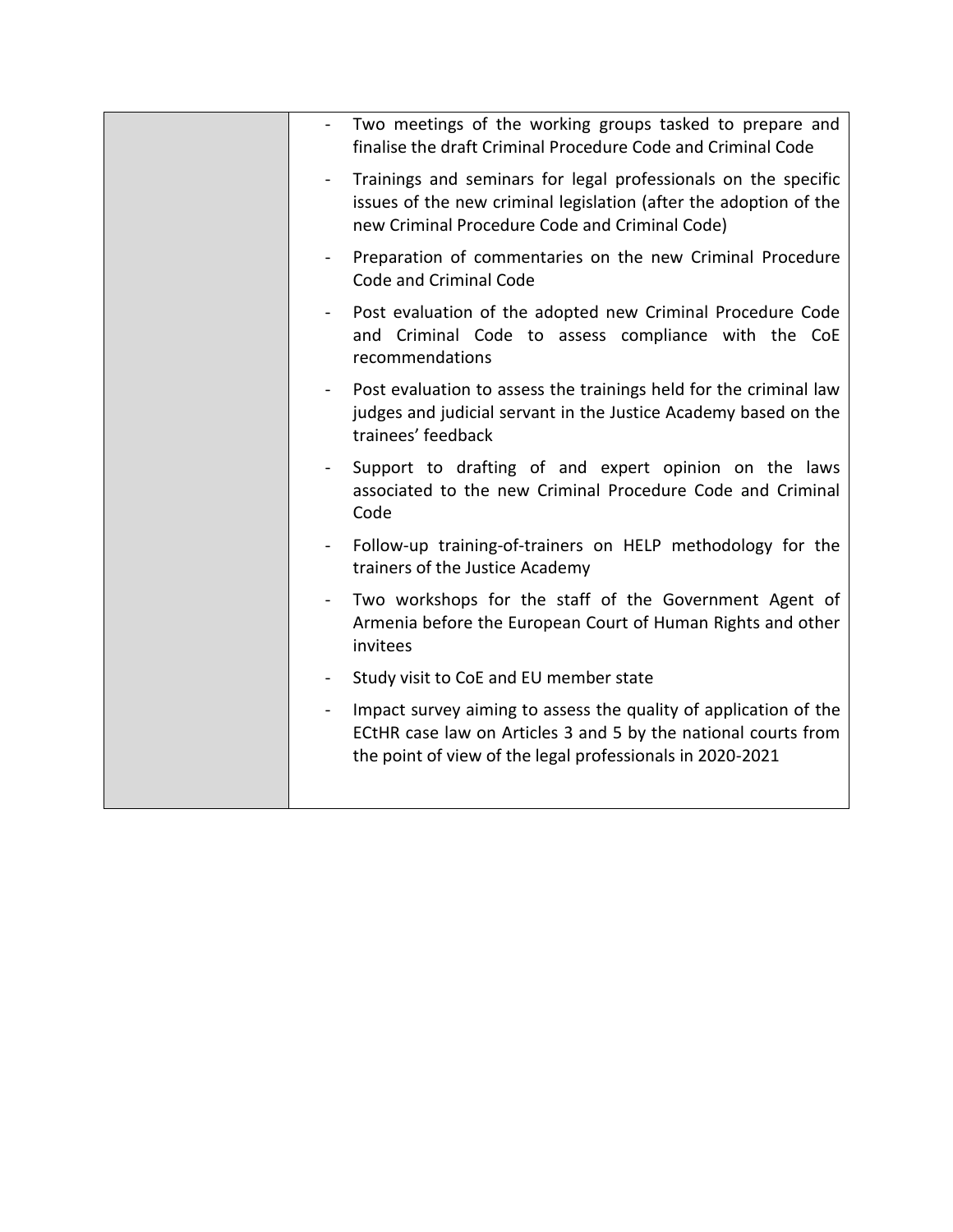| | |
|---|---|
| | - Two meetings of the working groups tasked to prepare and finalise the draft Criminal Procedure Code and Criminal Code<br>- Trainings and seminars for legal professionals on the specific issues of the new criminal legislation (after the adoption of the new Criminal Procedure Code and Criminal Code)<br>- Preparation of commentaries on the new Criminal Procedure Code and Criminal Code<br>- Post evaluation of the adopted new Criminal Procedure Code and Criminal Code to assess compliance with the CoE recommendations<br>- Post evaluation to assess the trainings held for the criminal law judges and judicial servant in the Justice Academy based on the trainees' feedback<br>- Support to drafting of and expert opinion on the laws associated to the new Criminal Procedure Code and Criminal Code<br>- Follow-up training-of-trainers on HELP methodology for the trainers of the Justice Academy<br>- Two workshops for the staff of the Government Agent of Armenia before the European Court of Human Rights and other invitees<br>- Study visit to CoE and EU member state<br>- Impact survey aiming to assess the quality of application of the ECtHR case law on Articles 3 and 5 by the national courts from the point of view of the legal professionals in 2020-2021 |